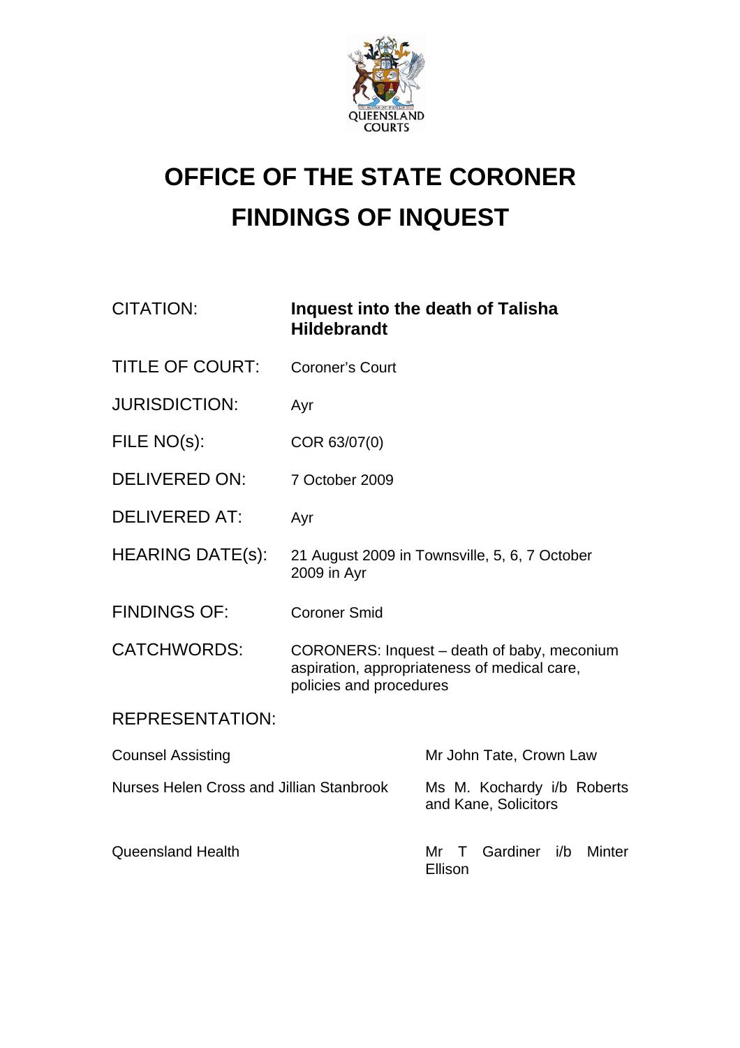# OFFICE OF THE STATE CORONER
# FINDINGS OF INQUEST

| | |
|---|---|
| CITATION: | **Inquest into the death of Talisha Hildebrandt** |
| TITLE OF COURT: | Coroner's Court |
| JURISDICTION: | Ayr |
| FILE NO(s): | COR 63/07(0) |
| DELIVERED ON: | 7 October 2009 |
| DELIVERED AT: | Ayr |
| HEARING DATE(s): | 21 August 2009 in Townsville, 5, 6, 7 October 2009 in Ayr |
| FINDINGS OF: | Coroner Smid |
| CATCHWORDS: | CORONERS: Inquest – death of baby, meconium aspiration, appropriateness of medical care, policies and procedures |

REPRESENTATION:

| | |
|---|---|
| Counsel Assisting | Mr John Tate, Crown Law |
| Nurses Helen Cross and Jillian Stanbrook | Ms M. Kochardy i/b Roberts and Kane, Solicitors |
| Queensland Health | Mr T Gardiner i/b Minter Ellison |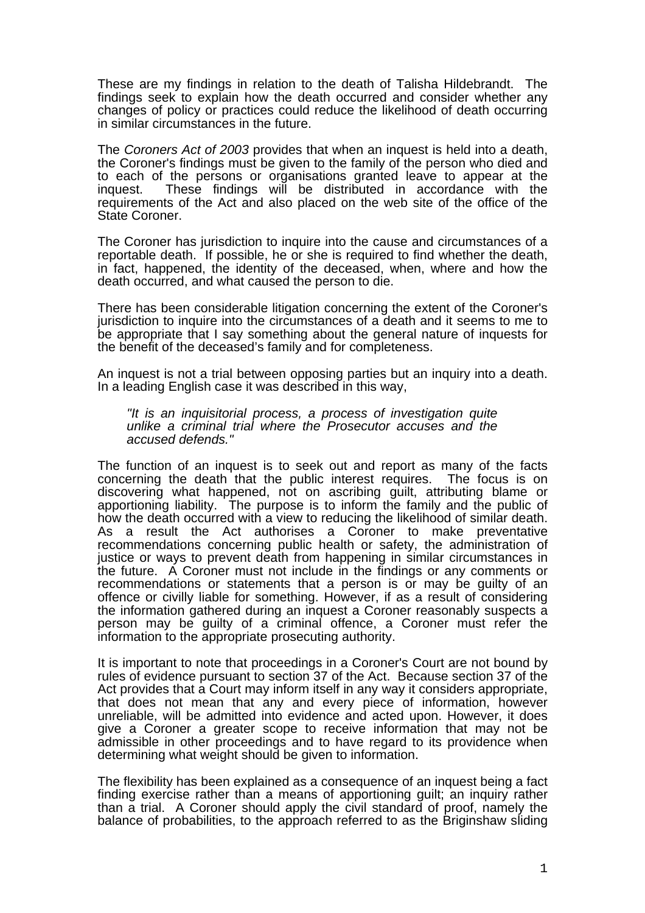These are my findings in relation to the death of Talisha Hildebrandt. The findings seek to explain how the death occurred and consider whether any changes of policy or practices could reduce the likelihood of death occurring in similar circumstances in the future.

The *Coroners Act of 2003* provides that when an inquest is held into a death, the Coroner's findings must be given to the family of the person who died and to each of the persons or organisations granted leave to appear at the inquest. These findings will be distributed in accordance with the requirements of the Act and also placed on the web site of the office of the State Coroner.

The Coroner has jurisdiction to inquire into the cause and circumstances of a reportable death. If possible, he or she is required to find whether the death, in fact, happened, the identity of the deceased, when, where and how the death occurred, and what caused the person to die.

There has been considerable litigation concerning the extent of the Coroner's jurisdiction to inquire into the circumstances of a death and it seems to me to be appropriate that I say something about the general nature of inquests for the benefit of the deceased's family and for completeness.

An inquest is not a trial between opposing parties but an inquiry into a death. In a leading English case it was described in this way,

> *"It is an inquisitorial process, a process of investigation quite unlike a criminal trial where the Prosecutor accuses and the accused defends."*

The function of an inquest is to seek out and report as many of the facts concerning the death that the public interest requires. The focus is on discovering what happened, not on ascribing guilt, attributing blame or apportioning liability. The purpose is to inform the family and the public of how the death occurred with a view to reducing the likelihood of similar death. As a result the Act authorises a Coroner to make preventative recommendations concerning public health or safety, the administration of justice or ways to prevent death from happening in similar circumstances in the future. A Coroner must not include in the findings or any comments or recommendations or statements that a person is or may be guilty of an offence or civilly liable for something. However, if as a result of considering the information gathered during an inquest a Coroner reasonably suspects a person may be guilty of a criminal offence, a Coroner must refer the information to the appropriate prosecuting authority.

It is important to note that proceedings in a Coroner's Court are not bound by rules of evidence pursuant to section 37 of the Act. Because section 37 of the Act provides that a Court may inform itself in any way it considers appropriate, that does not mean that any and every piece of information, however unreliable, will be admitted into evidence and acted upon. However, it does give a Coroner a greater scope to receive information that may not be admissible in other proceedings and to have regard to its providence when determining what weight should be given to information.

The flexibility has been explained as a consequence of an inquest being a fact finding exercise rather than a means of apportioning guilt; an inquiry rather than a trial. A Coroner should apply the civil standard of proof, namely the balance of probabilities, to the approach referred to as the Briginshaw sliding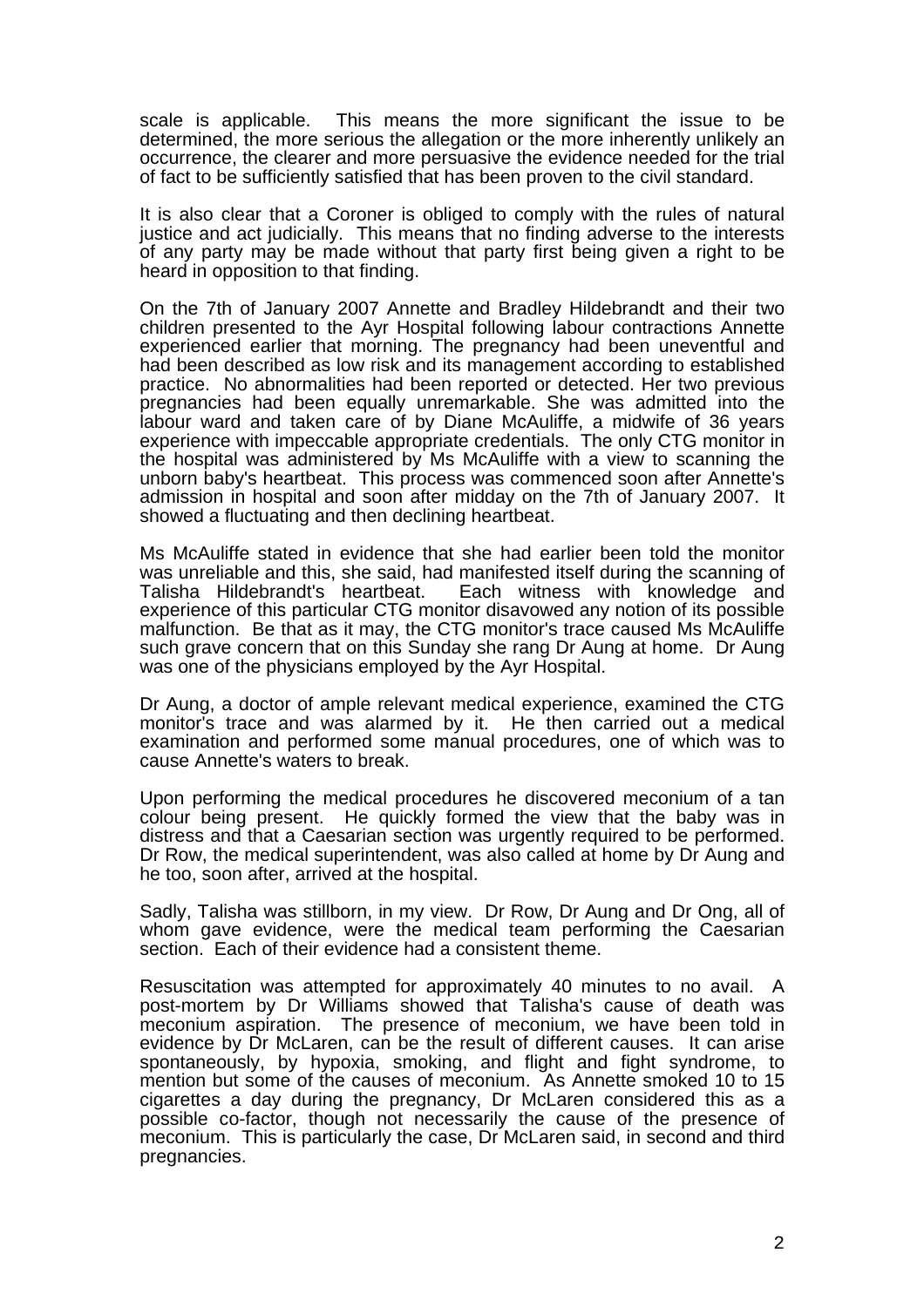scale is applicable. This means the more significant the issue to be determined, the more serious the allegation or the more inherently unlikely an occurrence, the clearer and more persuasive the evidence needed for the trial of fact to be sufficiently satisfied that has been proven to the civil standard.

It is also clear that a Coroner is obliged to comply with the rules of natural justice and act judicially. This means that no finding adverse to the interests of any party may be made without that party first being given a right to be heard in opposition to that finding.

On the 7th of January 2007 Annette and Bradley Hildebrandt and their two children presented to the Ayr Hospital following labour contractions Annette experienced earlier that morning. The pregnancy had been uneventful and had been described as low risk and its management according to established practice. No abnormalities had been reported or detected. Her two previous pregnancies had been equally unremarkable. She was admitted into the labour ward and taken care of by Diane McAuliffe, a midwife of 36 years experience with impeccable appropriate credentials. The only CTG monitor in the hospital was administered by Ms McAuliffe with a view to scanning the unborn baby's heartbeat. This process was commenced soon after Annette's admission in hospital and soon after midday on the 7th of January 2007. It showed a fluctuating and then declining heartbeat.

Ms McAuliffe stated in evidence that she had earlier been told the monitor was unreliable and this, she said, had manifested itself during the scanning of Talisha Hildebrandt's heartbeat. Each witness with knowledge and experience of this particular CTG monitor disavowed any notion of its possible malfunction. Be that as it may, the CTG monitor's trace caused Ms McAuliffe such grave concern that on this Sunday she rang Dr Aung at home. Dr Aung was one of the physicians employed by the Ayr Hospital.

Dr Aung, a doctor of ample relevant medical experience, examined the CTG monitor's trace and was alarmed by it. He then carried out a medical examination and performed some manual procedures, one of which was to cause Annette's waters to break.

Upon performing the medical procedures he discovered meconium of a tan colour being present. He quickly formed the view that the baby was in distress and that a Caesarian section was urgently required to be performed. Dr Row, the medical superintendent, was also called at home by Dr Aung and he too, soon after, arrived at the hospital.

Sadly, Talisha was stillborn, in my view. Dr Row, Dr Aung and Dr Ong, all of whom gave evidence, were the medical team performing the Caesarian section. Each of their evidence had a consistent theme.

Resuscitation was attempted for approximately 40 minutes to no avail. A post-mortem by Dr Williams showed that Talisha's cause of death was meconium aspiration. The presence of meconium, we have been told in evidence by Dr McLaren, can be the result of different causes. It can arise spontaneously, by hypoxia, smoking, and flight and fight syndrome, to mention but some of the causes of meconium. As Annette smoked 10 to 15 cigarettes a day during the pregnancy, Dr McLaren considered this as a possible co-factor, though not necessarily the cause of the presence of meconium. This is particularly the case, Dr McLaren said, in second and third pregnancies.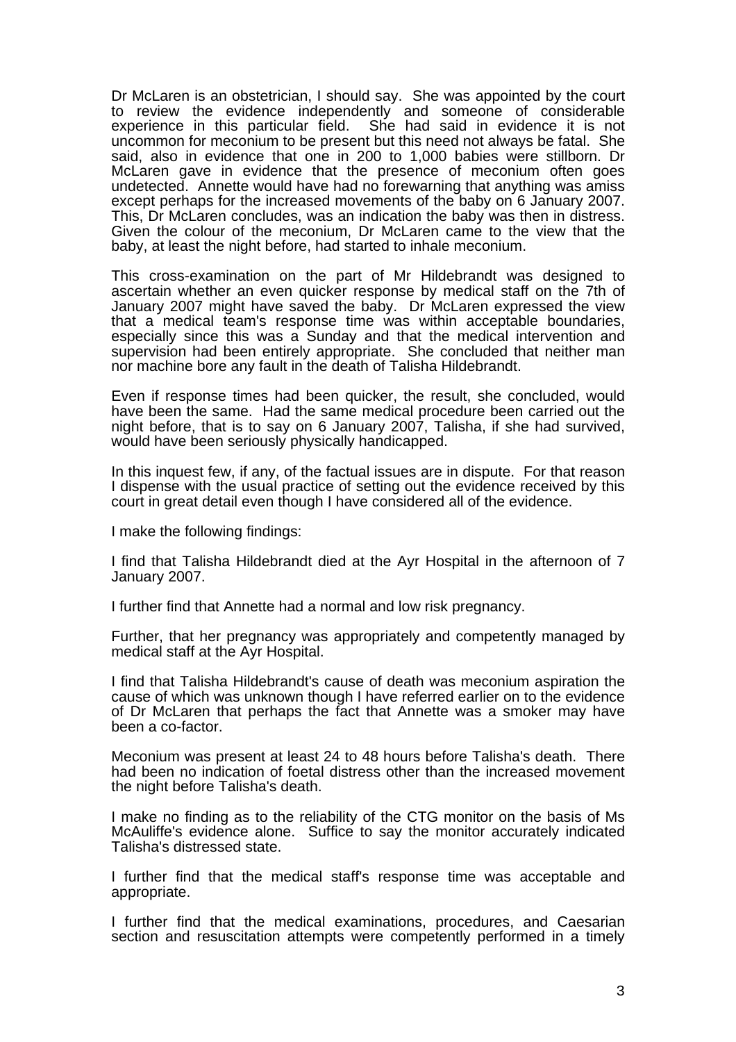Dr McLaren is an obstetrician, I should say. She was appointed by the court to review the evidence independently and someone of considerable experience in this particular field. She had said in evidence it is not uncommon for meconium to be present but this need not always be fatal. She said, also in evidence that one in 200 to 1,000 babies were stillborn. Dr McLaren gave in evidence that the presence of meconium often goes undetected. Annette would have had no forewarning that anything was amiss except perhaps for the increased movements of the baby on 6 January 2007. This, Dr McLaren concludes, was an indication the baby was then in distress. Given the colour of the meconium, Dr McLaren came to the view that the baby, at least the night before, had started to inhale meconium.

This cross-examination on the part of Mr Hildebrandt was designed to ascertain whether an even quicker response by medical staff on the 7th of January 2007 might have saved the baby. Dr McLaren expressed the view that a medical team's response time was within acceptable boundaries, especially since this was a Sunday and that the medical intervention and supervision had been entirely appropriate. She concluded that neither man nor machine bore any fault in the death of Talisha Hildebrandt.

Even if response times had been quicker, the result, she concluded, would have been the same. Had the same medical procedure been carried out the night before, that is to say on 6 January 2007, Talisha, if she had survived, would have been seriously physically handicapped.

In this inquest few, if any, of the factual issues are in dispute. For that reason I dispense with the usual practice of setting out the evidence received by this court in great detail even though I have considered all of the evidence.

I make the following findings:

I find that Talisha Hildebrandt died at the Ayr Hospital in the afternoon of 7 January 2007.

I further find that Annette had a normal and low risk pregnancy.

Further, that her pregnancy was appropriately and competently managed by medical staff at the Ayr Hospital.

I find that Talisha Hildebrandt's cause of death was meconium aspiration the cause of which was unknown though I have referred earlier on to the evidence of Dr McLaren that perhaps the fact that Annette was a smoker may have been a co-factor.

Meconium was present at least 24 to 48 hours before Talisha's death. There had been no indication of foetal distress other than the increased movement the night before Talisha's death.

I make no finding as to the reliability of the CTG monitor on the basis of Ms McAuliffe's evidence alone. Suffice to say the monitor accurately indicated Talisha's distressed state.

I further find that the medical staff's response time was acceptable and appropriate.

I further find that the medical examinations, procedures, and Caesarian section and resuscitation attempts were competently performed in a timely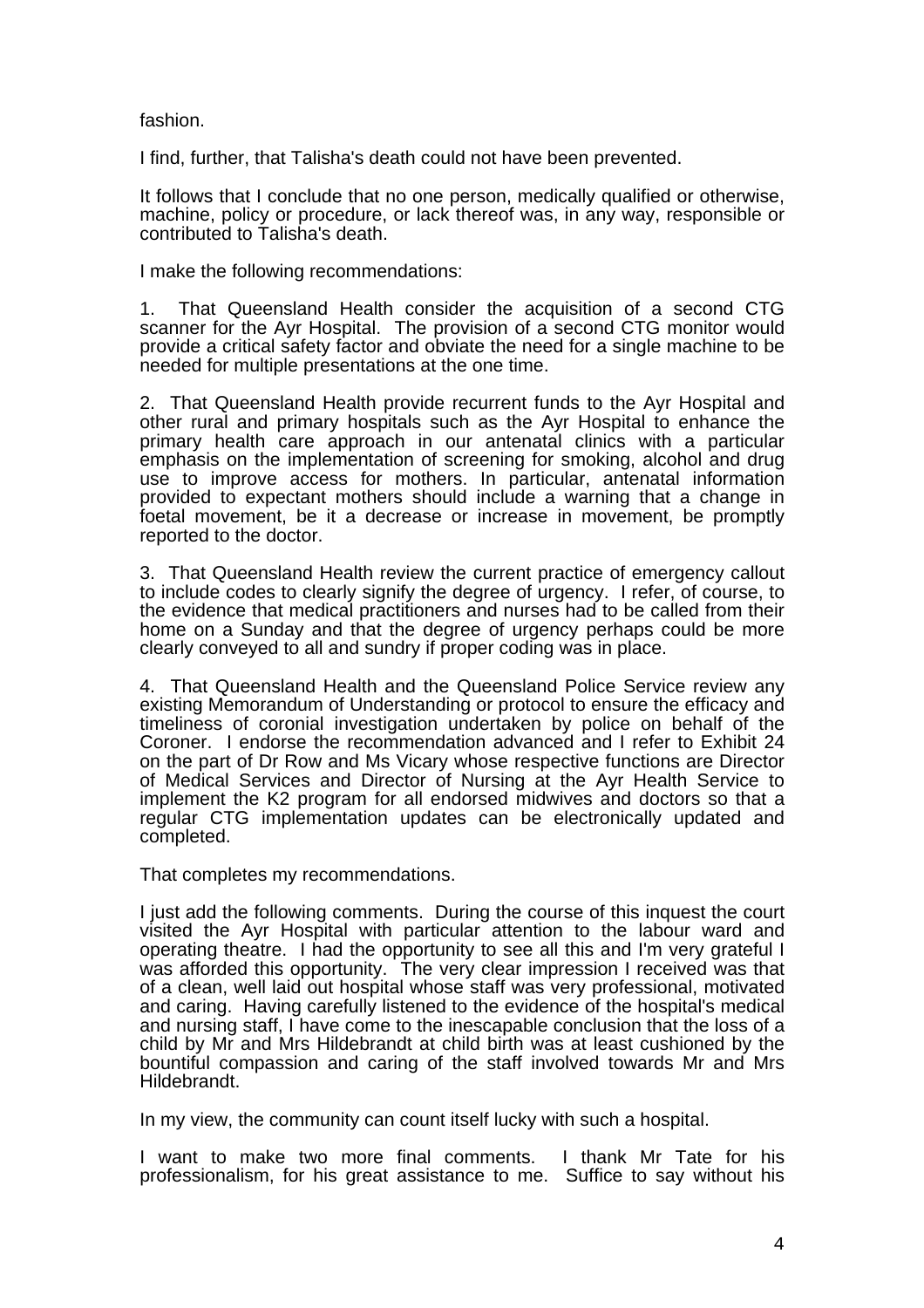fashion.

I find, further, that Talisha's death could not have been prevented.

It follows that I conclude that no one person, medically qualified or otherwise, machine, policy or procedure, or lack thereof was, in any way, responsible or contributed to Talisha's death.

I make the following recommendations:

1. That Queensland Health consider the acquisition of a second CTG scanner for the Ayr Hospital. The provision of a second CTG monitor would provide a critical safety factor and obviate the need for a single machine to be needed for multiple presentations at the one time.

2. That Queensland Health provide recurrent funds to the Ayr Hospital and other rural and primary hospitals such as the Ayr Hospital to enhance the primary health care approach in our antenatal clinics with a particular emphasis on the implementation of screening for smoking, alcohol and drug use to improve access for mothers. In particular, antenatal information provided to expectant mothers should include a warning that a change in foetal movement, be it a decrease or increase in movement, be promptly reported to the doctor.

3. That Queensland Health review the current practice of emergency callout to include codes to clearly signify the degree of urgency. I refer, of course, to the evidence that medical practitioners and nurses had to be called from their home on a Sunday and that the degree of urgency perhaps could be more clearly conveyed to all and sundry if proper coding was in place.

4. That Queensland Health and the Queensland Police Service review any existing Memorandum of Understanding or protocol to ensure the efficacy and timeliness of coronial investigation undertaken by police on behalf of the Coroner. I endorse the recommendation advanced and I refer to Exhibit 24 on the part of Dr Row and Ms Vicary whose respective functions are Director of Medical Services and Director of Nursing at the Ayr Health Service to implement the K2 program for all endorsed midwives and doctors so that a regular CTG implementation updates can be electronically updated and completed.

That completes my recommendations.

I just add the following comments. During the course of this inquest the court visited the Ayr Hospital with particular attention to the labour ward and operating theatre. I had the opportunity to see all this and I'm very grateful I was afforded this opportunity. The very clear impression I received was that of a clean, well laid out hospital whose staff was very professional, motivated and caring. Having carefully listened to the evidence of the hospital's medical and nursing staff, I have come to the inescapable conclusion that the loss of a child by Mr and Mrs Hildebrandt at child birth was at least cushioned by the bountiful compassion and caring of the staff involved towards Mr and Mrs Hildebrandt.

In my view, the community can count itself lucky with such a hospital.

I want to make two more final comments. I thank Mr Tate for his professionalism, for his great assistance to me. Suffice to say without his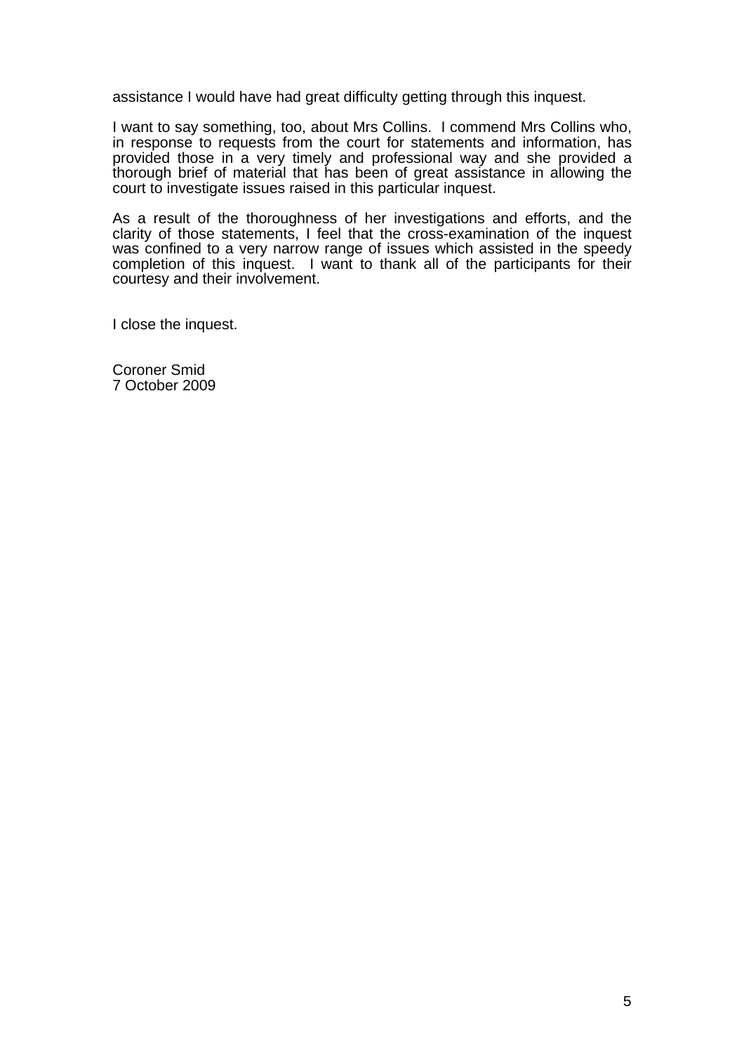assistance I would have had great difficulty getting through this inquest.

I want to say something, too, about Mrs Collins. I commend Mrs Collins who, in response to requests from the court for statements and information, has provided those in a very timely and professional way and she provided a thorough brief of material that has been of great assistance in allowing the court to investigate issues raised in this particular inquest.

As a result of the thoroughness of her investigations and efforts, and the clarity of those statements, I feel that the cross-examination of the inquest was confined to a very narrow range of issues which assisted in the speedy completion of this inquest. I want to thank all of the participants for their courtesy and their involvement.

I close the inquest.

Coroner Smid
7 October 2009